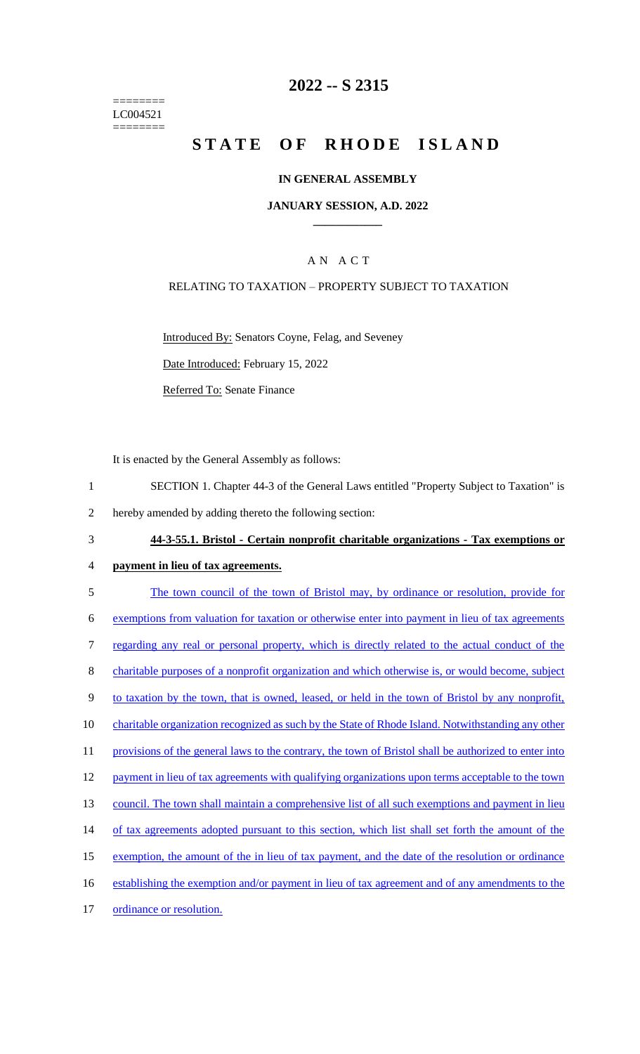========
LC004521
========

# 2022 -- S 2315

# STATE OF RHODE ISLAND

## IN GENERAL ASSEMBLY

### JANUARY SESSION, A.D. 2022

---

### AN ACT

RELATING TO TAXATION – PROPERTY SUBJECT TO TAXATION

Introduced By: Senators Coyne, Felag, and Seveney

Date Introduced: February 15, 2022

Referred To: Senate Finance

It is enacted by the General Assembly as follows:

1 SECTION 1. Chapter 44-3 of the General Laws entitled "Property Subject to Taxation" is
2 hereby amended by adding thereto the following section:

3 **44-3-55.1. Bristol - Certain nonprofit charitable organizations - Tax exemptions or**
4 **payment in lieu of tax agreements.**

5 The town council of the town of Bristol may, by ordinance or resolution, provide for
6 exemptions from valuation for taxation or otherwise enter into payment in lieu of tax agreements
7 regarding any real or personal property, which is directly related to the actual conduct of the
8 charitable purposes of a nonprofit organization and which otherwise is, or would become, subject
9 to taxation by the town, that is owned, leased, or held in the town of Bristol by any nonprofit,
10 charitable organization recognized as such by the State of Rhode Island. Notwithstanding any other
11 provisions of the general laws to the contrary, the town of Bristol shall be authorized to enter into
12 payment in lieu of tax agreements with qualifying organizations upon terms acceptable to the town
13 council. The town shall maintain a comprehensive list of all such exemptions and payment in lieu
14 of tax agreements adopted pursuant to this section, which list shall set forth the amount of the
15 exemption, the amount of the in lieu of tax payment, and the date of the resolution or ordinance
16 establishing the exemption and/or payment in lieu of tax agreement and of any amendments to the
17 ordinance or resolution.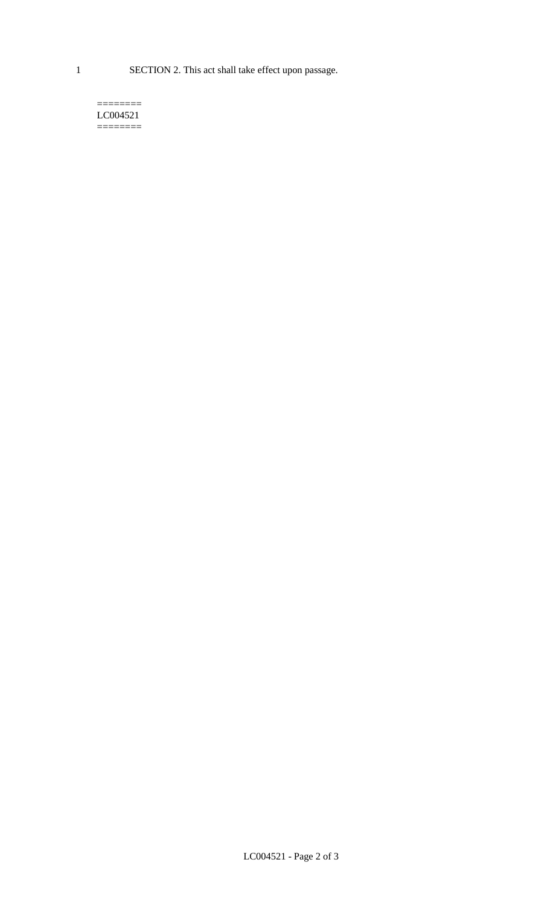SECTION 2. This act shall take effect upon passage.

========
LC004521
========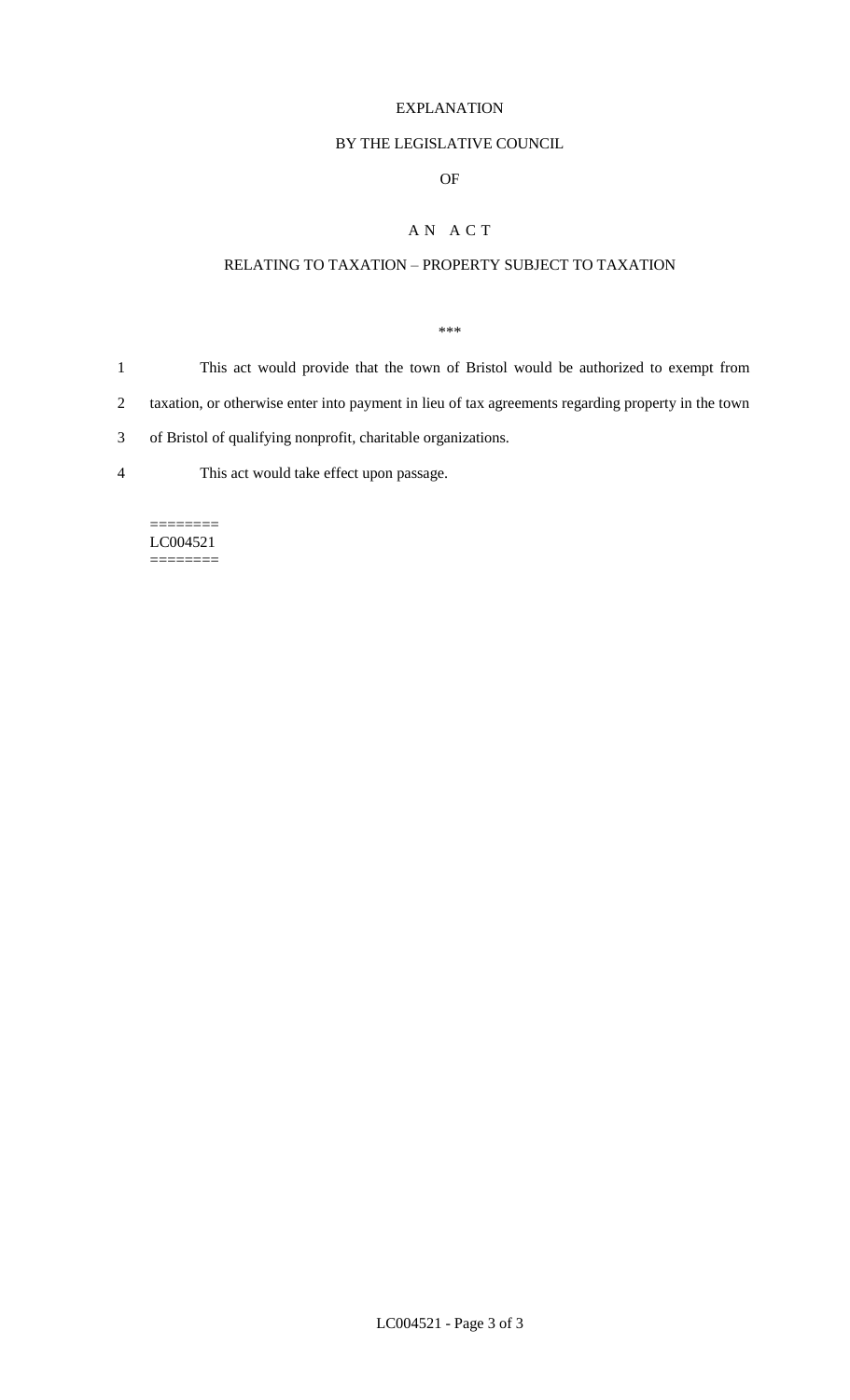EXPLANATION

BY THE LEGISLATIVE COUNCIL

OF

A N A C T

RELATING TO TAXATION – PROPERTY SUBJECT TO TAXATION

\*\*\*

This act would provide that the town of Bristol would be authorized to exempt from taxation, or otherwise enter into payment in lieu of tax agreements regarding property in the town of Bristol of qualifying nonprofit, charitable organizations.

This act would take effect upon passage.

========
LC004521
========